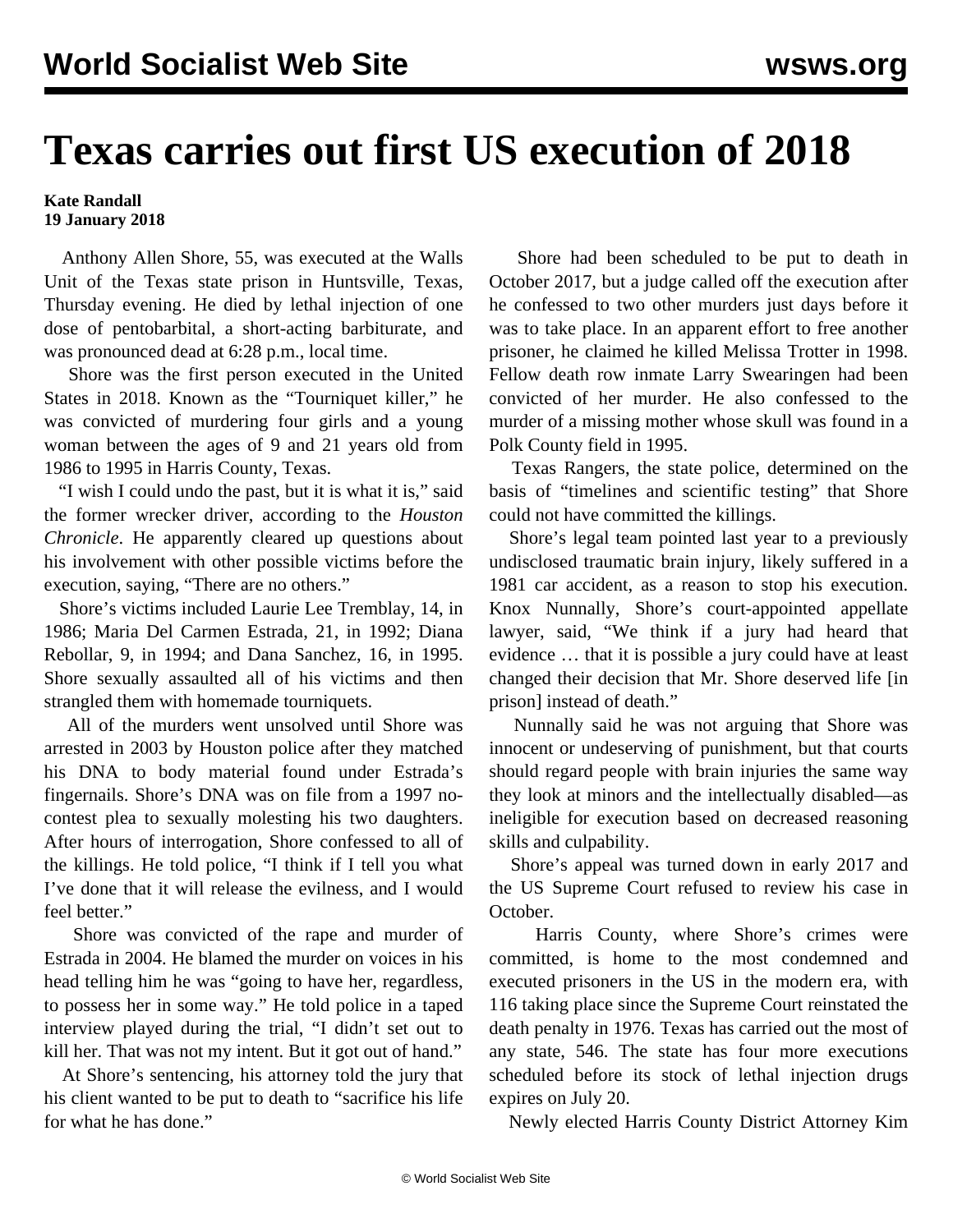# Texas carries out first US execution of 2018

**Kate Randall**
**19 January 2018**

Anthony Allen Shore, 55, was executed at the Walls Unit of the Texas state prison in Huntsville, Texas, Thursday evening. He died by lethal injection of one dose of pentobarbital, a short-acting barbiturate, and was pronounced dead at 6:28 p.m., local time.

Shore was the first person executed in the United States in 2018. Known as the "Tourniquet killer," he was convicted of murdering four girls and a young woman between the ages of 9 and 21 years old from 1986 to 1995 in Harris County, Texas.

"I wish I could undo the past, but it is what it is," said the former wrecker driver, according to the *Houston Chronicle*. He apparently cleared up questions about his involvement with other possible victims before the execution, saying, "There are no others."

Shore's victims included Laurie Lee Tremblay, 14, in 1986; Maria Del Carmen Estrada, 21, in 1992; Diana Rebollar, 9, in 1994; and Dana Sanchez, 16, in 1995. Shore sexually assaulted all of his victims and then strangled them with homemade tourniquets.

All of the murders went unsolved until Shore was arrested in 2003 by Houston police after they matched his DNA to body material found under Estrada's fingernails. Shore's DNA was on file from a 1997 no-contest plea to sexually molesting his two daughters. After hours of interrogation, Shore confessed to all of the killings. He told police, "I think if I tell you what I've done that it will release the evilness, and I would feel better."

Shore was convicted of the rape and murder of Estrada in 2004. He blamed the murder on voices in his head telling him he was "going to have her, regardless, to possess her in some way." He told police in a taped interview played during the trial, "I didn't set out to kill her. That was not my intent. But it got out of hand."

At Shore's sentencing, his attorney told the jury that his client wanted to be put to death to "sacrifice his life for what he has done."

Shore had been scheduled to be put to death in October 2017, but a judge called off the execution after he confessed to two other murders just days before it was to take place. In an apparent effort to free another prisoner, he claimed he killed Melissa Trotter in 1998. Fellow death row inmate Larry Swearingen had been convicted of her murder. He also confessed to the murder of a missing mother whose skull was found in a Polk County field in 1995.

Texas Rangers, the state police, determined on the basis of "timelines and scientific testing" that Shore could not have committed the killings.

Shore's legal team pointed last year to a previously undisclosed traumatic brain injury, likely suffered in a 1981 car accident, as a reason to stop his execution. Knox Nunnally, Shore's court-appointed appellate lawyer, said, "We think if a jury had heard that evidence … that it is possible a jury could have at least changed their decision that Mr. Shore deserved life [in prison] instead of death."

Nunnally said he was not arguing that Shore was innocent or undeserving of punishment, but that courts should regard people with brain injuries the same way they look at minors and the intellectually disabled—as ineligible for execution based on decreased reasoning skills and culpability.

Shore's appeal was turned down in early 2017 and the US Supreme Court refused to review his case in October.

Harris County, where Shore's crimes were committed, is home to the most condemned and executed prisoners in the US in the modern era, with 116 taking place since the Supreme Court reinstated the death penalty in 1976. Texas has carried out the most of any state, 546. The state has four more executions scheduled before its stock of lethal injection drugs expires on July 20.

Newly elected Harris County District Attorney Kim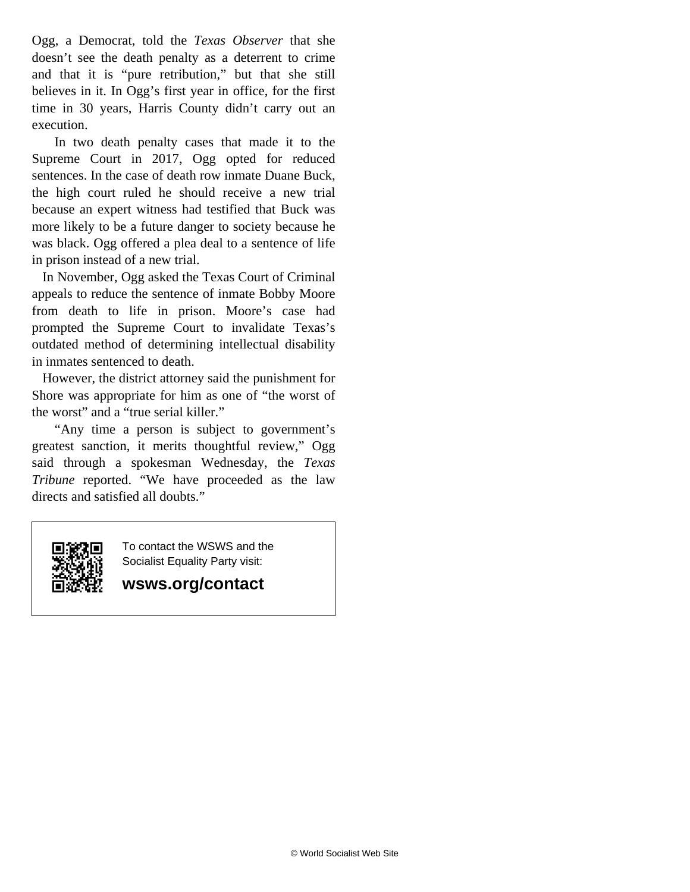Ogg, a Democrat, told the *Texas Observer* that she doesn't see the death penalty as a deterrent to crime and that it is "pure retribution," but that she still believes in it. In Ogg's first year in office, for the first time in 30 years, Harris County didn't carry out an execution.

In two death penalty cases that made it to the Supreme Court in 2017, Ogg opted for reduced sentences. In the case of death row inmate Duane Buck, the high court ruled he should receive a new trial because an expert witness had testified that Buck was more likely to be a future danger to society because he was black. Ogg offered a plea deal to a sentence of life in prison instead of a new trial.

In November, Ogg asked the Texas Court of Criminal appeals to reduce the sentence of inmate Bobby Moore from death to life in prison. Moore's case had prompted the Supreme Court to invalidate Texas's outdated method of determining intellectual disability in inmates sentenced to death.

However, the district attorney said the punishment for Shore was appropriate for him as one of "the worst of the worst" and a "true serial killer."

"Any time a person is subject to government's greatest sanction, it merits thoughtful review," Ogg said through a spokesman Wednesday, the *Texas Tribune* reported. "We have proceeded as the law directs and satisfied all doubts."

To contact the WSWS and the Socialist Equality Party visit:

**wsws.org/contact**